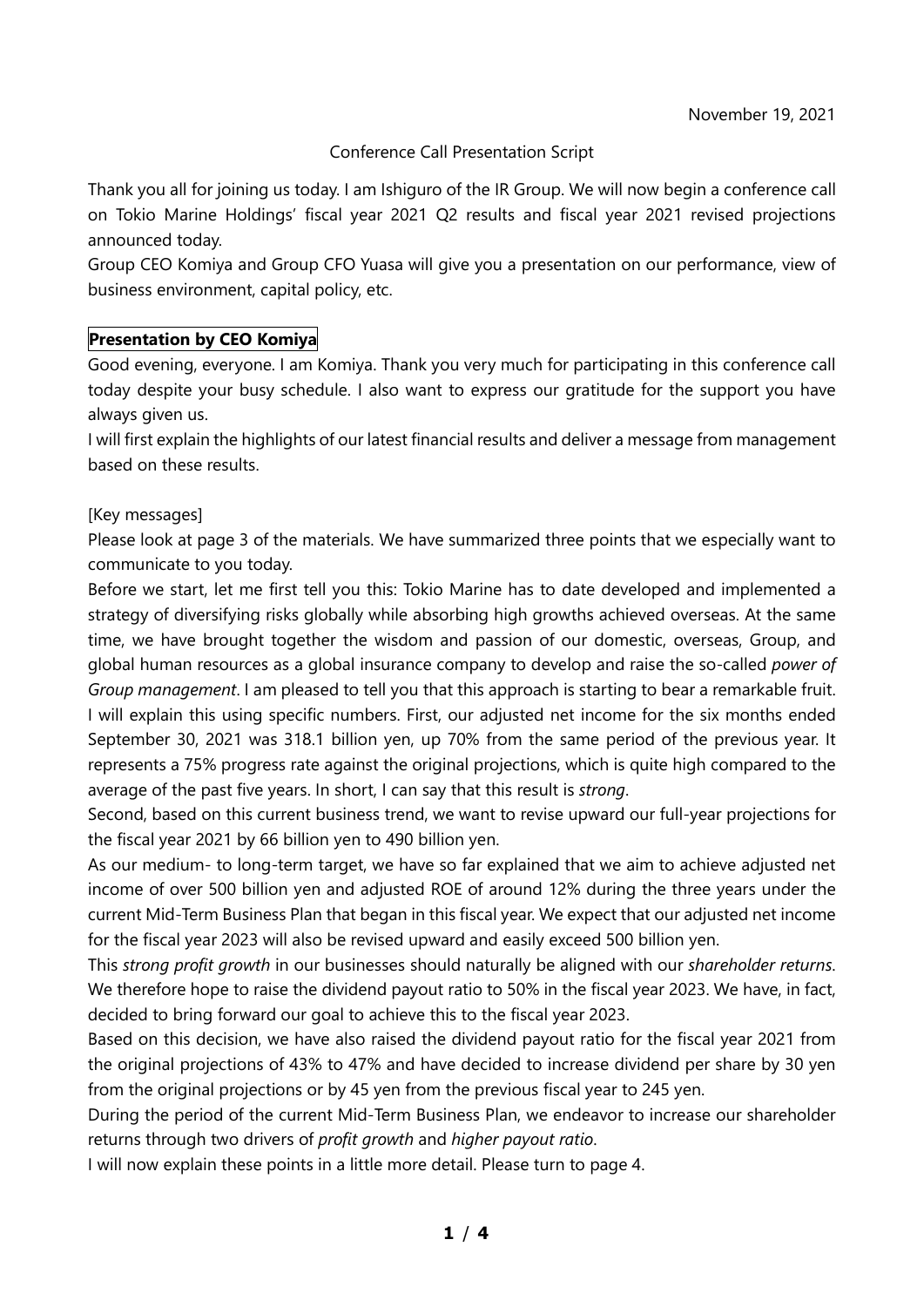November 19, 2021

Conference Call Presentation Script

Thank you all for joining us today. I am Ishiguro of the IR Group. We will now begin a conference call on Tokio Marine Holdings' fiscal year 2021 Q2 results and fiscal year 2021 revised projections announced today.

Group CEO Komiya and Group CFO Yuasa will give you a presentation on our performance, view of business environment, capital policy, etc.

## Presentation by CEO Komiya

Good evening, everyone. I am Komiya. Thank you very much for participating in this conference call today despite your busy schedule. I also want to express our gratitude for the support you have always given us.

I will first explain the highlights of our latest financial results and deliver a message from management based on these results.

[Key messages]

Please look at page 3 of the materials. We have summarized three points that we especially want to communicate to you today.

Before we start, let me first tell you this: Tokio Marine has to date developed and implemented a strategy of diversifying risks globally while absorbing high growths achieved overseas. At the same time, we have brought together the wisdom and passion of our domestic, overseas, Group, and global human resources as a global insurance company to develop and raise the so-called *power of Group management*. I am pleased to tell you that this approach is starting to bear a remarkable fruit.

I will explain this using specific numbers. First, our adjusted net income for the six months ended September 30, 2021 was 318.1 billion yen, up 70% from the same period of the previous year. It represents a 75% progress rate against the original projections, which is quite high compared to the average of the past five years. In short, I can say that this result is *strong*.

Second, based on this current business trend, we want to revise upward our full-year projections for the fiscal year 2021 by 66 billion yen to 490 billion yen.

As our medium- to long-term target, we have so far explained that we aim to achieve adjusted net income of over 500 billion yen and adjusted ROE of around 12% during the three years under the current Mid-Term Business Plan that began in this fiscal year. We expect that our adjusted net income for the fiscal year 2023 will also be revised upward and easily exceed 500 billion yen.

This *strong profit growth* in our businesses should naturally be aligned with our *shareholder returns*. We therefore hope to raise the dividend payout ratio to 50% in the fiscal year 2023. We have, in fact, decided to bring forward our goal to achieve this to the fiscal year 2023.

Based on this decision, we have also raised the dividend payout ratio for the fiscal year 2021 from the original projections of 43% to 47% and have decided to increase dividend per share by 30 yen from the original projections or by 45 yen from the previous fiscal year to 245 yen.

During the period of the current Mid-Term Business Plan, we endeavor to increase our shareholder returns through two drivers of *profit growth* and *higher payout ratio*.

I will now explain these points in a little more detail. Please turn to page 4.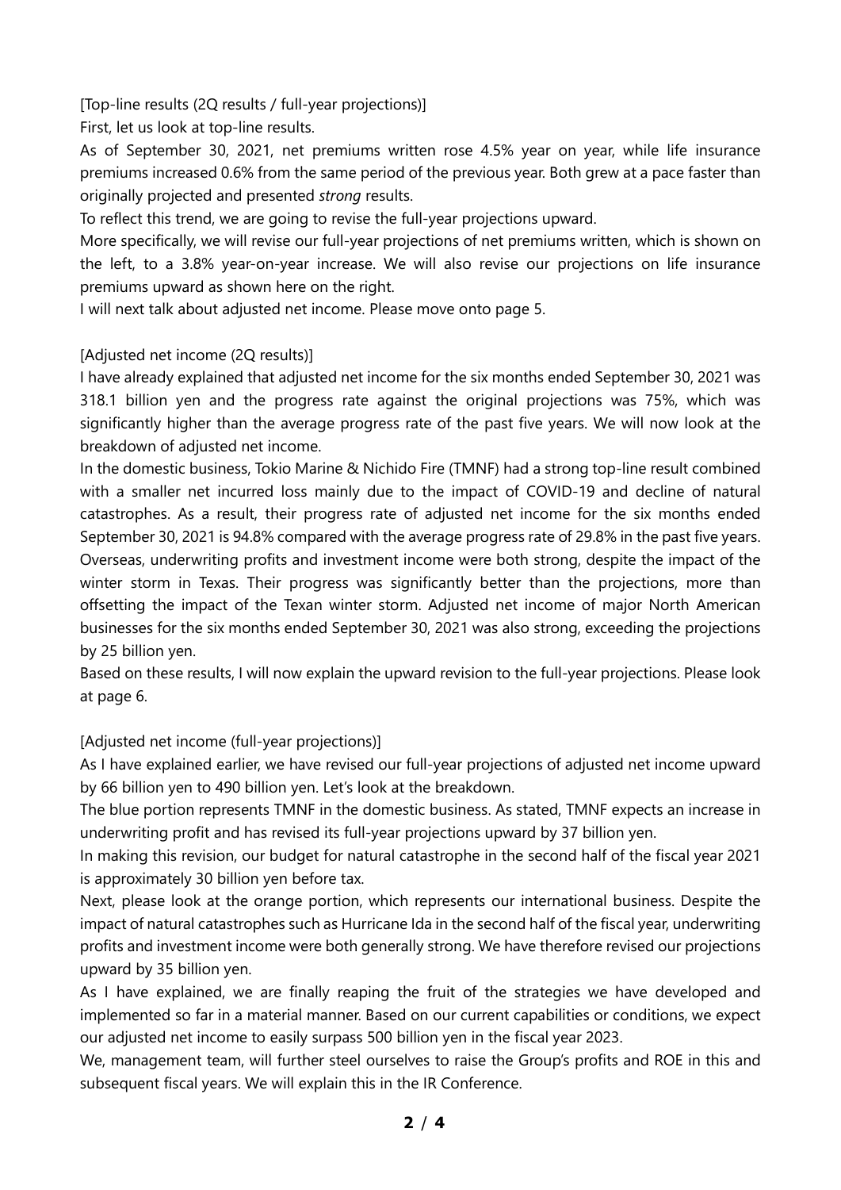[Top-line results (2Q results / full-year projections)]

First, let us look at top-line results.

As of September 30, 2021, net premiums written rose 4.5% year on year, while life insurance premiums increased 0.6% from the same period of the previous year. Both grew at a pace faster than originally projected and presented *strong* results.

To reflect this trend, we are going to revise the full-year projections upward.

More specifically, we will revise our full-year projections of net premiums written, which is shown on the left, to a 3.8% year-on-year increase. We will also revise our projections on life insurance premiums upward as shown here on the right.

I will next talk about adjusted net income. Please move onto page 5.

[Adjusted net income (2Q results)]

I have already explained that adjusted net income for the six months ended September 30, 2021 was 318.1 billion yen and the progress rate against the original projections was 75%, which was significantly higher than the average progress rate of the past five years. We will now look at the breakdown of adjusted net income.

In the domestic business, Tokio Marine & Nichido Fire (TMNF) had a strong top-line result combined with a smaller net incurred loss mainly due to the impact of COVID-19 and decline of natural catastrophes. As a result, their progress rate of adjusted net income for the six months ended September 30, 2021 is 94.8% compared with the average progress rate of 29.8% in the past five years.

Overseas, underwriting profits and investment income were both strong, despite the impact of the winter storm in Texas. Their progress was significantly better than the projections, more than offsetting the impact of the Texan winter storm. Adjusted net income of major North American businesses for the six months ended September 30, 2021 was also strong, exceeding the projections by 25 billion yen.

Based on these results, I will now explain the upward revision to the full-year projections. Please look at page 6.

[Adjusted net income (full-year projections)]

As I have explained earlier, we have revised our full-year projections of adjusted net income upward by 66 billion yen to 490 billion yen. Let's look at the breakdown.

The blue portion represents TMNF in the domestic business. As stated, TMNF expects an increase in underwriting profit and has revised its full-year projections upward by 37 billion yen.

In making this revision, our budget for natural catastrophe in the second half of the fiscal year 2021 is approximately 30 billion yen before tax.

Next, please look at the orange portion, which represents our international business. Despite the impact of natural catastrophes such as Hurricane Ida in the second half of the fiscal year, underwriting profits and investment income were both generally strong. We have therefore revised our projections upward by 35 billion yen.

As I have explained, we are finally reaping the fruit of the strategies we have developed and implemented so far in a material manner. Based on our current capabilities or conditions, we expect our adjusted net income to easily surpass 500 billion yen in the fiscal year 2023.

We, management team, will further steel ourselves to raise the Group's profits and ROE in this and subsequent fiscal years. We will explain this in the IR Conference.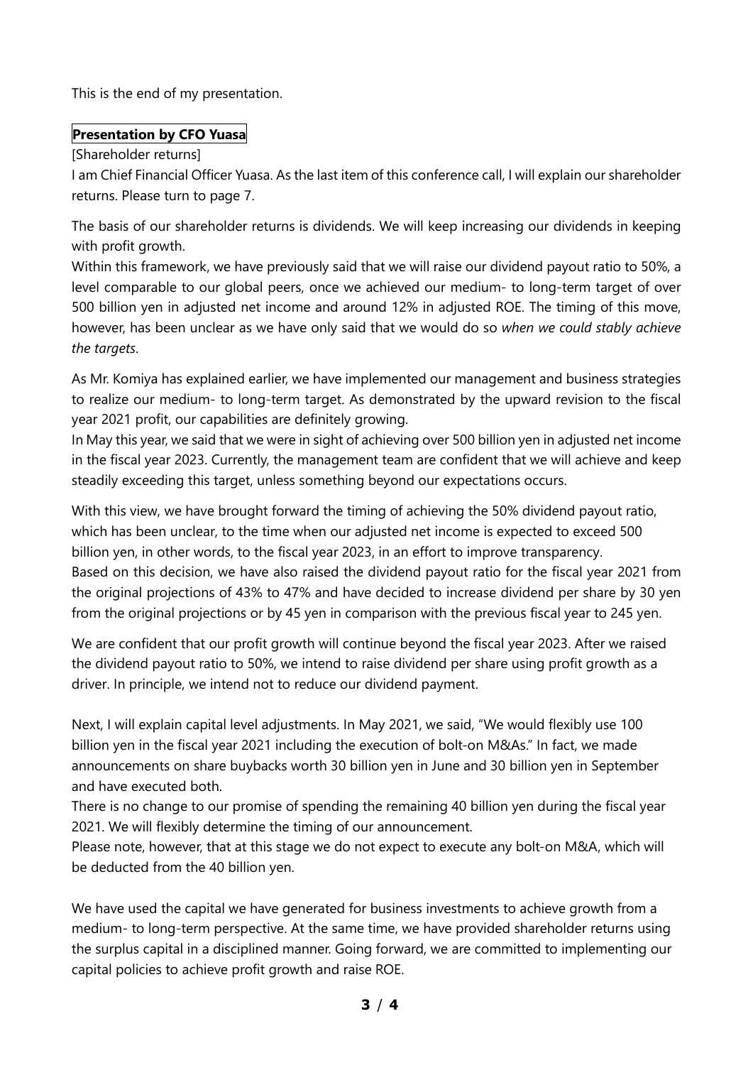This is the end of my presentation.

## Presentation by CFO Yuasa

[Shareholder returns]

I am Chief Financial Officer Yuasa. As the last item of this conference call, I will explain our shareholder returns. Please turn to page 7.

The basis of our shareholder returns is dividends. We will keep increasing our dividends in keeping with profit growth.

Within this framework, we have previously said that we will raise our dividend payout ratio to 50%, a level comparable to our global peers, once we achieved our medium- to long-term target of over 500 billion yen in adjusted net income and around 12% in adjusted ROE. The timing of this move, however, has been unclear as we have only said that we would do so *when we could stably achieve the targets*.

As Mr. Komiya has explained earlier, we have implemented our management and business strategies to realize our medium- to long-term target. As demonstrated by the upward revision to the fiscal year 2021 profit, our capabilities are definitely growing.

In May this year, we said that we were in sight of achieving over 500 billion yen in adjusted net income in the fiscal year 2023. Currently, the management team are confident that we will achieve and keep steadily exceeding this target, unless something beyond our expectations occurs.

With this view, we have brought forward the timing of achieving the 50% dividend payout ratio, which has been unclear, to the time when our adjusted net income is expected to exceed 500 billion yen, in other words, to the fiscal year 2023, in an effort to improve transparency.

Based on this decision, we have also raised the dividend payout ratio for the fiscal year 2021 from the original projections of 43% to 47% and have decided to increase dividend per share by 30 yen from the original projections or by 45 yen in comparison with the previous fiscal year to 245 yen.

We are confident that our profit growth will continue beyond the fiscal year 2023. After we raised the dividend payout ratio to 50%, we intend to raise dividend per share using profit growth as a driver. In principle, we intend not to reduce our dividend payment.

Next, I will explain capital level adjustments. In May 2021, we said, "We would flexibly use 100 billion yen in the fiscal year 2021 including the execution of bolt-on M&As." In fact, we made announcements on share buybacks worth 30 billion yen in June and 30 billion yen in September and have executed both.

There is no change to our promise of spending the remaining 40 billion yen during the fiscal year 2021. We will flexibly determine the timing of our announcement.

Please note, however, that at this stage we do not expect to execute any bolt-on M&A, which will be deducted from the 40 billion yen.

We have used the capital we have generated for business investments to achieve growth from a medium- to long-term perspective. At the same time, we have provided shareholder returns using the surplus capital in a disciplined manner. Going forward, we are committed to implementing our capital policies to achieve profit growth and raise ROE.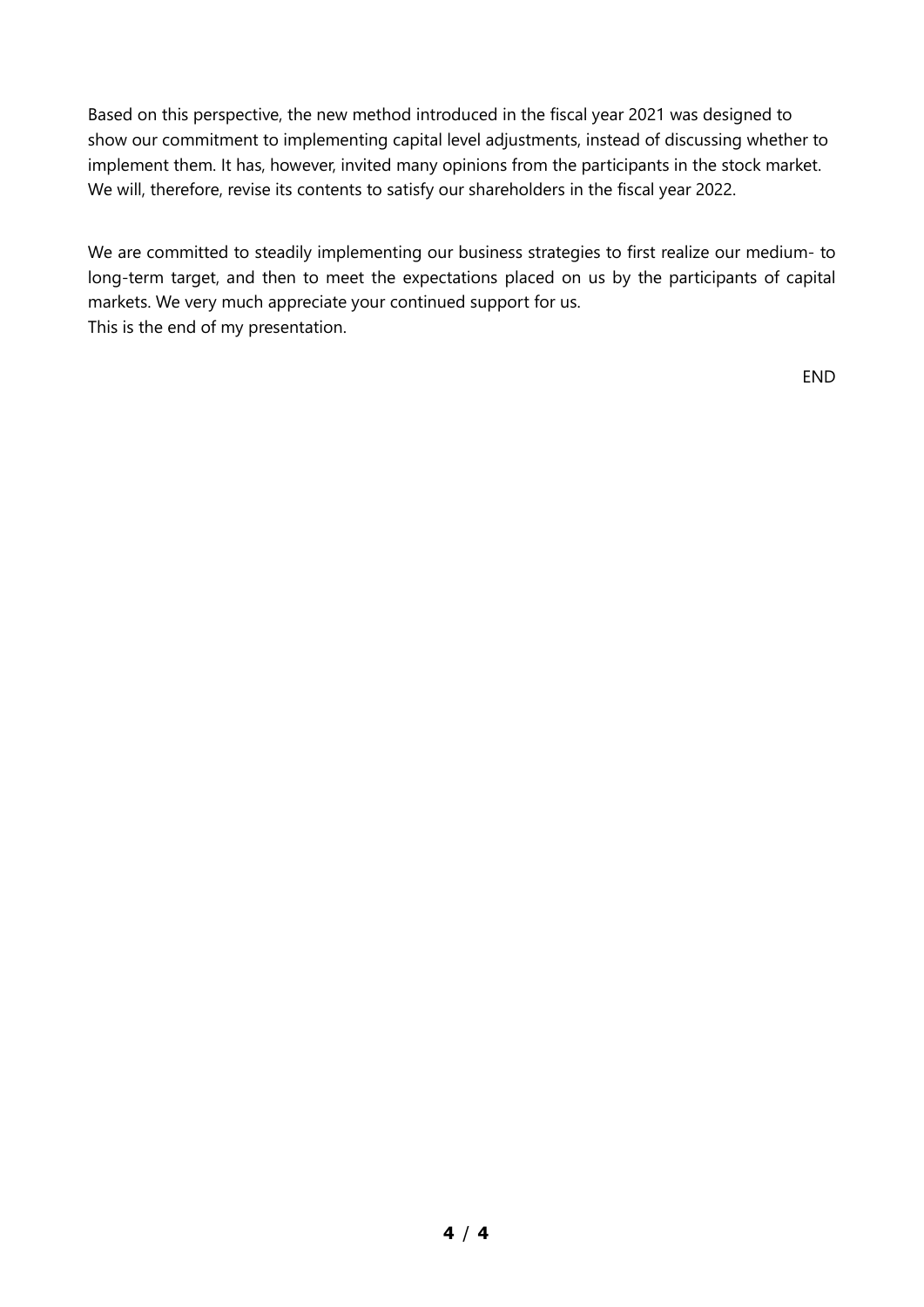Based on this perspective, the new method introduced in the fiscal year 2021 was designed to show our commitment to implementing capital level adjustments, instead of discussing whether to implement them. It has, however, invited many opinions from the participants in the stock market. We will, therefore, revise its contents to satisfy our shareholders in the fiscal year 2022.

We are committed to steadily implementing our business strategies to first realize our medium- to long-term target, and then to meet the expectations placed on us by the participants of capital markets. We very much appreciate your continued support for us.
This is the end of my presentation.

END